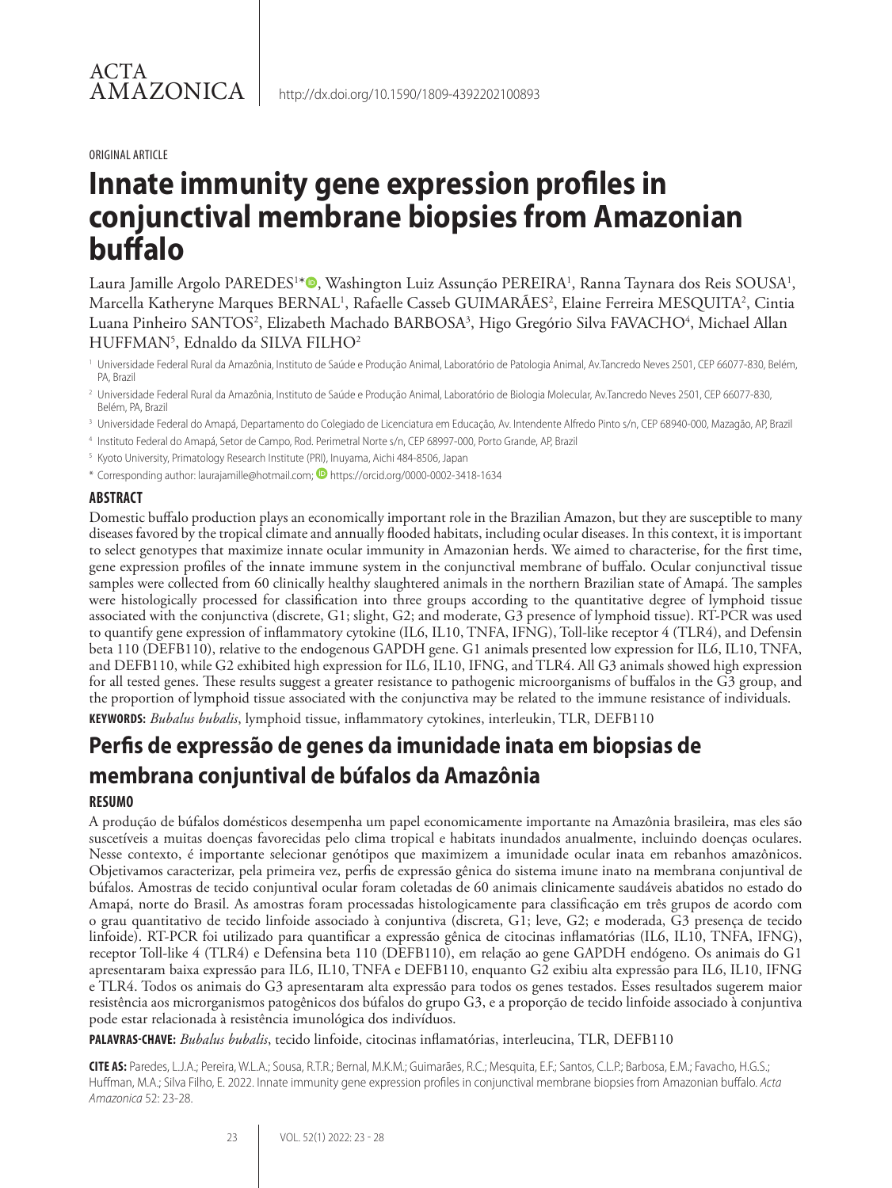ACTA AMAZONICA

http://dx.doi.org/10.1590/1809-4392202100893

ORIGINAL ARTICLE

# Innate immunity gene expression profiles in conjunctival membrane biopsies from Amazonian buffalo

Laura Jamille Argolo PAREDES[1]*, Washington Luiz Assunção PEREIRA[1], Ranna Taynara dos Reis SOUSA[1], Marcella Katheryne Marques BERNAL[1], Rafaelle Casseb GUIMARÃES[2], Elaine Ferreira MESQUITA[2], Cintia Luana Pinheiro SANTOS[2], Elizabeth Machado BARBOSA[3], Higo Gregório Silva FAVACHO[4], Michael Allan HUFFMAN[5], Ednaldo da SILVA FILHO[2]

[1] Universidade Federal Rural da Amazônia, Instituto de Saúde e Produção Animal, Laboratório de Patologia Animal, Av.Tancredo Neves 2501, CEP 66077-830, Belém, PA, Brazil

[2] Universidade Federal Rural da Amazônia, Instituto de Saúde e Produção Animal, Laboratório de Biologia Molecular, Av.Tancredo Neves 2501, CEP 66077-830, Belém, PA, Brazil

[3] Universidade Federal do Amapá, Departamento do Colegiado de Licenciatura em Educação, Av. Intendente Alfredo Pinto s/n, CEP 68940-000, Mazagão, AP, Brazil

[4] Instituto Federal do Amapá, Setor de Campo, Rod. Perimetral Norte s/n, CEP 68997-000, Porto Grande, AP, Brazil

[5] Kyoto University, Primatology Research Institute (PRI), Inuyama, Aichi 484-8506, Japan

* Corresponding author: laurajamille@hotmail.com; https://orcid.org/0000-0002-3418-1634

## ABSTRACT

Domestic buffalo production plays an economically important role in the Brazilian Amazon, but they are susceptible to many diseases favored by the tropical climate and annually flooded habitats, including ocular diseases. In this context, it is important to select genotypes that maximize innate ocular immunity in Amazonian herds. We aimed to characterise, for the first time, gene expression profiles of the innate immune system in the conjunctival membrane of buffalo. Ocular conjunctival tissue samples were collected from 60 clinically healthy slaughtered animals in the northern Brazilian state of Amapá. The samples were histologically processed for classification into three groups according to the quantitative degree of lymphoid tissue associated with the conjunctiva (discrete, G1; slight, G2; and moderate, G3 presence of lymphoid tissue). RT-PCR was used to quantify gene expression of inflammatory cytokine (IL6, IL10, TNFA, IFNG), Toll-like receptor 4 (TLR4), and Defensin beta 110 (DEFB110), relative to the endogenous GAPDH gene. G1 animals presented low expression for IL6, IL10, TNFA, and DEFB110, while G2 exhibited high expression for IL6, IL10, IFNG, and TLR4. All G3 animals showed high expression for all tested genes. These results suggest a greater resistance to pathogenic microorganisms of buffalos in the G3 group, and the proportion of lymphoid tissue associated with the conjunctiva may be related to the immune resistance of individuals.

**KEYWORDS:** *Bubalus bubalis*, lymphoid tissue, inflammatory cytokines, interleukin, TLR, DEFB110

# Perfis de expressão de genes da imunidade inata em biopsias de membrana conjuntival de búfalos da Amazônia

## RESUMO

A produção de búfalos domésticos desempenha um papel economicamente importante na Amazônia brasileira, mas eles são suscetíveis a muitas doenças favorecidas pelo clima tropical e habitats inundados anualmente, incluindo doenças oculares. Nesse contexto, é importante selecionar genótipos que maximizem a imunidade ocular inata em rebanhos amazônicos. Objetivamos caracterizar, pela primeira vez, perfis de expressão gênica do sistema imune inato na membrana conjuntival de búfalos. Amostras de tecido conjuntival ocular foram coletadas de 60 animais clinicamente saudáveis abatidos no estado do Amapá, norte do Brasil. As amostras foram processadas histologicamente para classificação em três grupos de acordo com o grau quantitativo de tecido linfoide associado à conjuntiva (discreta, G1; leve, G2; e moderada, G3 presença de tecido linfoide). RT-PCR foi utilizado para quantificar a expressão gênica de citocinas inflamatórias (IL6, IL10, TNFA, IFNG), receptor Toll-like 4 (TLR4) e Defensina beta 110 (DEFB110), em relação ao gene GAPDH endógeno. Os animais do G1 apresentaram baixa expressão para IL6, IL10, TNFA e DEFB110, enquanto G2 exibiu alta expressão para IL6, IL10, IFNG e TLR4. Todos os animais do G3 apresentaram alta expressão para todos os genes testados. Esses resultados sugerem maior resistência aos microrganismos patogênicos dos búfalos do grupo G3, e a proporção de tecido linfoide associado à conjuntiva pode estar relacionada à resistência imunológica dos indivíduos.

**PALAVRAS-CHAVE:** *Bubalus bubalis*, tecido linfoide, citocinas inflamatórias, interleucina, TLR, DEFB110

**CITE AS:** Paredes, L.J.A.; Pereira, W.L.A.; Sousa, R.T.R.; Bernal, M.K.M.; Guimarães, R.C.; Mesquita, E.F.; Santos, C.L.P.; Barbosa, E.M.; Favacho, H.G.S.; Huffman, M.A.; Silva Filho, E. 2022. Innate immunity gene expression profiles in conjunctival membrane biopsies from Amazonian buffalo. *Acta Amazonica* 52: 23-28.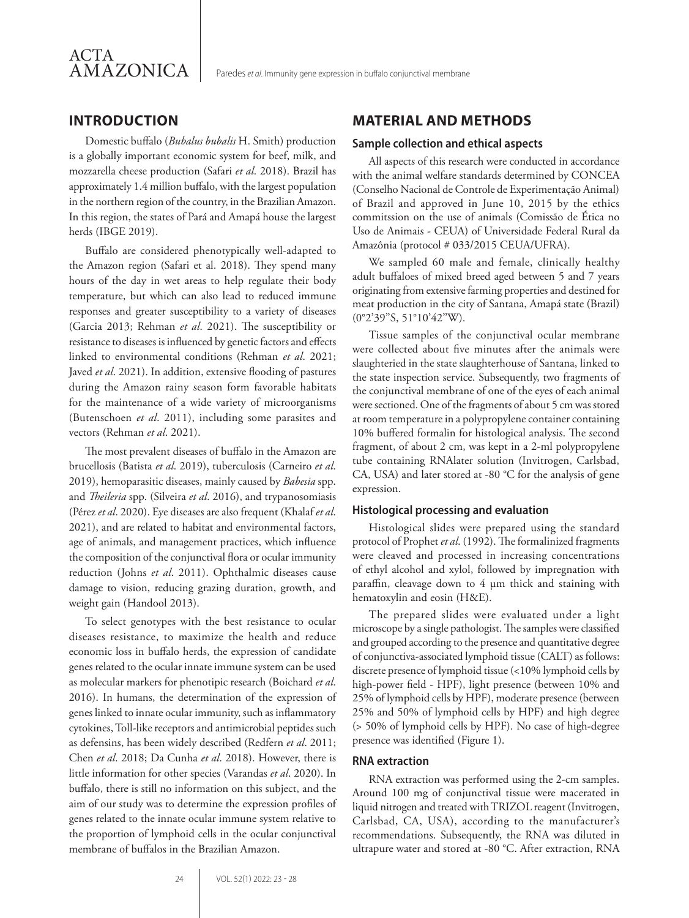## INTRODUCTION

Domestic buffalo (*Bubalus bubalis* H. Smith) production is a globally important economic system for beef, milk, and mozzarella cheese production (Safari *et al*. 2018). Brazil has approximately 1.4 million buffalo, with the largest population in the northern region of the country, in the Brazilian Amazon. In this region, the states of Pará and Amapá house the largest herds (IBGE 2019).

Buffalo are considered phenotypically well-adapted to the Amazon region (Safari et al. 2018). They spend many hours of the day in wet areas to help regulate their body temperature, but which can also lead to reduced immune responses and greater susceptibility to a variety of diseases (Garcia 2013; Rehman *et al*. 2021). The susceptibility or resistance to diseases is influenced by genetic factors and effects linked to environmental conditions (Rehman *et al*. 2021; Javed *et al*. 2021). In addition, extensive flooding of pastures during the Amazon rainy season form favorable habitats for the maintenance of a wide variety of microorganisms (Butenschoen *et al*. 2011), including some parasites and vectors (Rehman *et al*. 2021).

The most prevalent diseases of buffalo in the Amazon are brucellosis (Batista *et al*. 2019), tuberculosis (Carneiro *et al*. 2019), hemoparasitic diseases, mainly caused by *Babesia* spp. and *Theileria* spp. (Silveira *et al*. 2016), and trypanosomiasis (Pérez *et al*. 2020). Eye diseases are also frequent (Khalaf *et al*. 2021), and are related to habitat and environmental factors, age of animals, and management practices, which influence the composition of the conjunctival flora or ocular immunity reduction (Johns *et al*. 2011). Ophthalmic diseases cause damage to vision, reducing grazing duration, growth, and weight gain (Handool 2013).

To select genotypes with the best resistance to ocular diseases resistance, to maximize the health and reduce economic loss in buffalo herds, the expression of candidate genes related to the ocular innate immune system can be used as molecular markers for phenotipic research (Boichard *et al*. 2016). In humans, the determination of the expression of genes linked to innate ocular immunity, such as inflammatory cytokines, Toll-like receptors and antimicrobial peptides such as defensins, has been widely described (Redfern *et al*. 2011; Chen *et al*. 2018; Da Cunha *et al*. 2018). However, there is little information for other species (Varandas *et al*. 2020). In buffalo, there is still no information on this subject, and the aim of our study was to determine the expression profiles of genes related to the innate ocular immune system relative to the proportion of lymphoid cells in the ocular conjunctival membrane of buffalos in the Brazilian Amazon.

## MATERIAL AND METHODS

### Sample collection and ethical aspects

All aspects of this research were conducted in accordance with the animal welfare standards determined by CONCEA (Conselho Nacional de Controle de Experimentação Animal) of Brazil and approved in June 10, 2015 by the ethics committssion on the use of animals (Comissão de Ética no Uso de Animais - CEUA) of Universidade Federal Rural da Amazônia (protocol # 033/2015 CEUA/UFRA).

We sampled 60 male and female, clinically healthy adult buffaloes of mixed breed aged between 5 and 7 years originating from extensive farming properties and destined for meat production in the city of Santana, Amapá state (Brazil) (0°2'39"S, 51°10'42"W).

Tissue samples of the conjunctival ocular membrane were collected about five minutes after the animals were slaughtered in the state slaughterhouse of Santana, linked to the state inspection service. Subsequently, two fragments of the conjunctival membrane of one of the eyes of each animal were sectioned. One of the fragments of about 5 cm was stored at room temperature in a polypropylene container containing 10% buffered formalin for histological analysis. The second fragment, of about 2 cm, was kept in a 2-ml polypropylene tube containing RNAlater solution (Invitrogen, Carlsbad, CA, USA) and later stored at -80 °C for the analysis of gene expression.

### Histological processing and evaluation

Histological slides were prepared using the standard protocol of Prophet *et al*. (1992). The formalinized fragments were cleaved and processed in increasing concentrations of ethyl alcohol and xylol, followed by impregnation with paraffin, cleavage down to 4 μm thick and staining with hematoxylin and eosin (H&E).

The prepared slides were evaluated under a light microscope by a single pathologist. The samples were classified and grouped according to the presence and quantitative degree of conjunctiva-associated lymphoid tissue (CALT) as follows: discrete presence of lymphoid tissue (<10% lymphoid cells by high-power field - HPF), light presence (between 10% and 25% of lymphoid cells by HPF), moderate presence (between 25% and 50% of lymphoid cells by HPF) and high degree (> 50% of lymphoid cells by HPF). No case of high-degree presence was identified (Figure 1).

### RNA extraction

RNA extraction was performed using the 2-cm samples. Around 100 mg of conjunctival tissue were macerated in liquid nitrogen and treated with TRIZOL reagent (Invitrogen, Carlsbad, CA, USA), according to the manufacturer's recommendations. Subsequently, the RNA was diluted in ultrapure water and stored at -80 °C. After extraction, RNA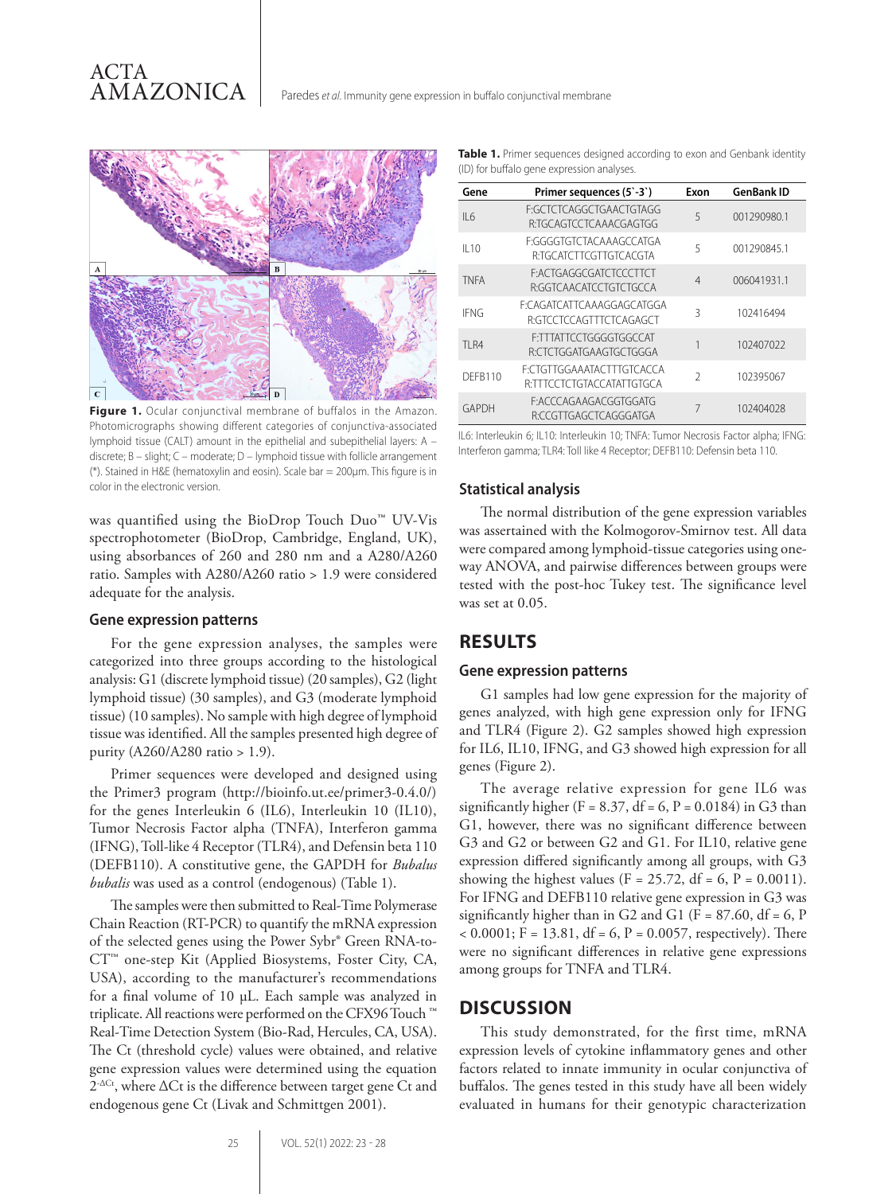Figure 1. Ocular conjunctival membrane of buffalos in the Amazon. Photomicrographs showing different categories of conjunctiva-associated lymphoid tissue (CALT) amount in the epithelial and subepithelial layers: A – discrete; B – slight; C – moderate; D – lymphoid tissue with follicle arrangement (*). Stained in H&E (hematoxylin and eosin). Scale bar = 200µm. This figure is in color in the electronic version.

was quantified using the BioDrop Touch Duo™ UV-Vis spectrophotometer (BioDrop, Cambridge, England, UK), using absorbances of 260 and 280 nm and a A280/A260 ratio. Samples with A280/A260 ratio > 1.9 were considered adequate for the analysis.

### Gene expression patterns

For the gene expression analyses, the samples were categorized into three groups according to the histological analysis: G1 (discrete lymphoid tissue) (20 samples), G2 (light lymphoid tissue) (30 samples), and G3 (moderate lymphoid tissue) (10 samples). No sample with high degree of lymphoid tissue was identified. All the samples presented high degree of purity (A260/A280 ratio > 1.9).

Primer sequences were developed and designed using the Primer3 program (http://bioinfo.ut.ee/primer3-0.4.0/) for the genes Interleukin 6 (IL6), Interleukin 10 (IL10), Tumor Necrosis Factor alpha (TNFA), Interferon gamma (IFNG), Toll-like 4 Receptor (TLR4), and Defensin beta 110 (DEFB110). A constitutive gene, the GAPDH for *Bubalus bubalis* was used as a control (endogenous) (Table 1).

The samples were then submitted to Real-Time Polymerase Chain Reaction (RT-PCR) to quantify the mRNA expression of the selected genes using the Power Sybr® Green RNA-to-CT™ one-step Kit (Applied Biosystems, Foster City, CA, USA), according to the manufacturer's recommendations for a final volume of 10 µL. Each sample was analyzed in triplicate. All reactions were performed on the CFX96 Touch ™ Real-Time Detection System (Bio-Rad, Hercules, CA, USA). The Ct (threshold cycle) values were obtained, and relative gene expression values were determined using the equation $2^{-\Delta Ct}$, where ΔCt is the difference between target gene Ct and endogenous gene Ct (Livak and Schmittgen 2001).

**Table 1.** Primer sequences designed according to exon and Genbank identity (ID) for buffalo gene expression analyses.

| Gene | Primer sequences (5`-3`) | Exon | GenBank ID |
|---|---|---|---|
| IL6 | F:GCTCTCAGGCTGAACTGTAGG R:TGCAGTCCTCAAACGAGTGG | 5 | 001290980.1 |
| IL10 | F:GGGGTGTCTACAAAGCCATGA R:TGCATCTTCGTTGTCACGTA | 5 | 001290845.1 |
| TNFA | F:ACTGAGGCGATCTCCCTTCT R:GGTCAACATCCTGTCTGCCA | 4 | 006041931.1 |
| IFNG | F:CAGATCATTCAAAGGAGCATGGA R:GTCCTCCAGTTTCTCAGAGCT | 3 | 102416494 |
| TLR4 | F:TTTATTCCTGGGGTGGCCAT R:CTCTGGATGAAGTGCTGGGA | 1 | 102407022 |
| DEFB110 | F:CTGTTGGAAATACTTTGTCACCA R:TTTCCTCTGTACCATATTGTGCA | 2 | 102395067 |
| GAPDH | F:ACCCAGAAGACGGTGGATG R:CCGTTGAGCTCAGGGATGA | 7 | 102404028 |

IL6: Interleukin 6; IL10: Interleukin 10; TNFA: Tumor Necrosis Factor alpha; IFNG: Interferon gamma; TLR4: Toll like 4 Receptor; DEFB110: Defensin beta 110.

### Statistical analysis

The normal distribution of the gene expression variables was assertained with the Kolmogorov-Smirnov test. All data were compared among lymphoid-tissue categories using one-way ANOVA, and pairwise differences between groups were tested with the post-hoc Tukey test. The significance level was set at 0.05.

## RESULTS

### Gene expression patterns

G1 samples had low gene expression for the majority of genes analyzed, with high gene expression only for IFNG and TLR4 (Figure 2). G2 samples showed high expression for IL6, IL10, IFNG, and G3 showed high expression for all genes (Figure 2).

The average relative expression for gene IL6 was significantly higher ($F = 8.37$, $df = 6$, $P = 0.0184$) in G3 than G1, however, there was no significant difference between G3 and G2 or between G2 and G1. For IL10, relative gene expression differed significantly among all groups, with G3 showing the highest values ($F = 25.72$, $df = 6$, $P = 0.0011$). For IFNG and DEFB110 relative gene expression in G3 was significantly higher than in G2 and G1 ($F = 87.60$, $df = 6$, $P < 0.0001$; $F = 13.81$, $df = 6$, $P = 0.0057$, respectively). There were no significant differences in relative gene expressions among groups for TNFA and TLR4.

## DISCUSSION

This study demonstrated, for the first time, mRNA expression levels of cytokine inflammatory genes and other factors related to innate immunity in ocular conjunctiva of buffalos. The genes tested in this study have all been widely evaluated in humans for their genotypic characterization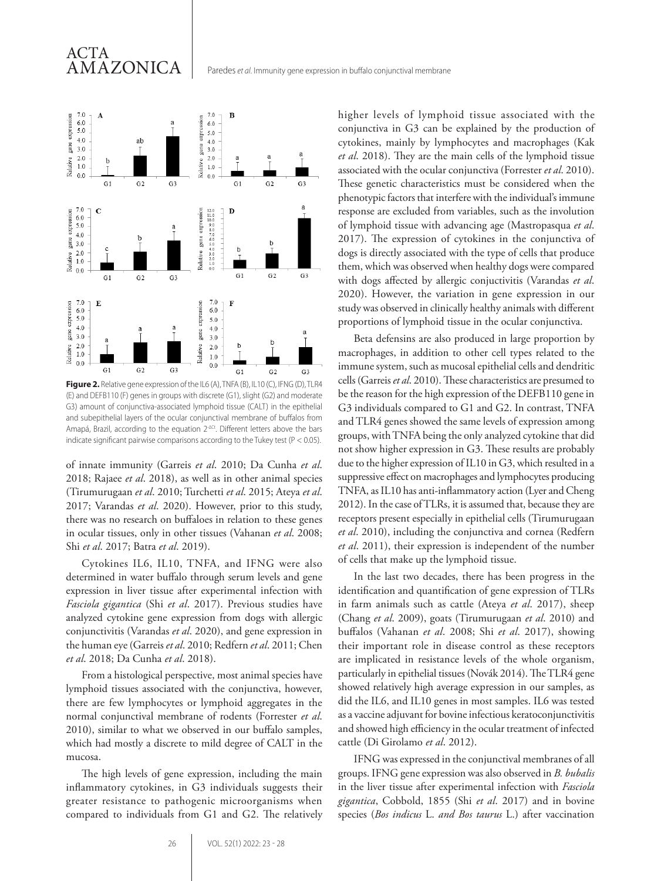**Figure 2.** Relative gene expression of the IL6 (A), TNFA (B), IL10 (C), IFNG (D), TLR4 (E) and DEFB110 (F) genes in groups with discrete (G1), slight (G2) and moderate G3) amount of conjunctiva-associated lymphoid tissue (CALT) in the epithelial and subepithelial layers of the ocular conjunctival membrane of buffalos from Amapá, Brazil, according to the equation $2^{-\Delta Ct}$. Different letters above the bars indicate significant pairwise comparisons according to the Tukey test ($P < 0.05$).

of innate immunity (Garreis *et al*. 2010; Da Cunha *et al*. 2018; Rajaee *et al*. 2018), as well as in other animal species (Tirumurugaan *et al*. 2010; Turchetti *et al*. 2015; Ateya *et al*. 2017; Varandas *et al*. 2020). However, prior to this study, there was no research on buffaloes in relation to these genes in ocular tissues, only in other tissues (Vahanan *et al*. 2008; Shi *et al*. 2017; Batra *et al*. 2019).

Cytokines IL6, IL10, TNFA, and IFNG were also determined in water buffalo through serum levels and gene expression in liver tissue after experimental infection with *Fasciola gigantica* (Shi *et al*. 2017). Previous studies have analyzed cytokine gene expression from dogs with allergic conjunctivitis (Varandas *et al*. 2020), and gene expression in the human eye (Garreis *et al*. 2010; Redfern *et al*. 2011; Chen *et al*. 2018; Da Cunha *et al*. 2018).

From a histological perspective, most animal species have lymphoid tissues associated with the conjunctiva, however, there are few lymphocytes or lymphoid aggregates in the normal conjunctival membrane of rodents (Forrester *et al*. 2010), similar to what we observed in our buffalo samples, which had mostly a discrete to mild degree of CALT in the mucosa.

The high levels of gene expression, including the main inflammatory cytokines, in G3 individuals suggests their greater resistance to pathogenic microorganisms when compared to individuals from G1 and G2. The relatively higher levels of lymphoid tissue associated with the conjunctiva in G3 can be explained by the production of cytokines, mainly by lymphocytes and macrophages (Kak *et al*. 2018). They are the main cells of the lymphoid tissue associated with the ocular conjunctiva (Forrester *et al*. 2010). These genetic characteristics must be considered when the phenotypic factors that interfere with the individual's immune response are excluded from variables, such as the involution of lymphoid tissue with advancing age (Mastropasqua *et al*. 2017). The expression of cytokines in the conjunctiva of dogs is directly associated with the type of cells that produce them, which was observed when healthy dogs were compared with dogs affected by allergic conjuctivitis (Varandas *et al*. 2020). However, the variation in gene expression in our study was observed in clinically healthy animals with different proportions of lymphoid tissue in the ocular conjunctiva.

Beta defensins are also produced in large proportion by macrophages, in addition to other cell types related to the immune system, such as mucosal epithelial cells and dendritic cells (Garreis *et al*. 2010). These characteristics are presumed to be the reason for the high expression of the DEFB110 gene in G3 individuals compared to G1 and G2. In contrast, TNFA and TLR4 genes showed the same levels of expression among groups, with TNFA being the only analyzed cytokine that did not show higher expression in G3. These results are probably due to the higher expression of IL10 in G3, which resulted in a suppressive effect on macrophages and lymphocytes producing TNFA, as IL10 has anti-inflammatory action (Lyer and Cheng 2012). In the case of TLRs, it is assumed that, because they are receptors present especially in epithelial cells (Tirumurugaan *et al*. 2010), including the conjunctiva and cornea (Redfern *et al*. 2011), their expression is independent of the number of cells that make up the lymphoid tissue.

In the last two decades, there has been progress in the identification and quantification of gene expression of TLRs in farm animals such as cattle (Ateya *et al*. 2017), sheep (Chang *et al*. 2009), goats (Tirumurugaan *et al*. 2010) and buffalos (Vahanan *et al*. 2008; Shi *et al*. 2017), showing their important role in disease control as these receptors are implicated in resistance levels of the whole organism, particularly in epithelial tissues (Novák 2014). The TLR4 gene showed relatively high average expression in our samples, as did the IL6, and IL10 genes in most samples. IL6 was tested as a vaccine adjuvant for bovine infectious keratoconjunctivitis and showed high efficiency in the ocular treatment of infected cattle (Di Girolamo *et al*. 2012).

IFNG was expressed in the conjunctival membranes of all groups. IFNG gene expression was also observed in *B. bubalis* in the liver tissue after experimental infection with *Fasciola gigantica*, Cobbold, 1855 (Shi *et al*. 2017) and in bovine species (*Bos indicus* L. *and Bos taurus* L.) after vaccination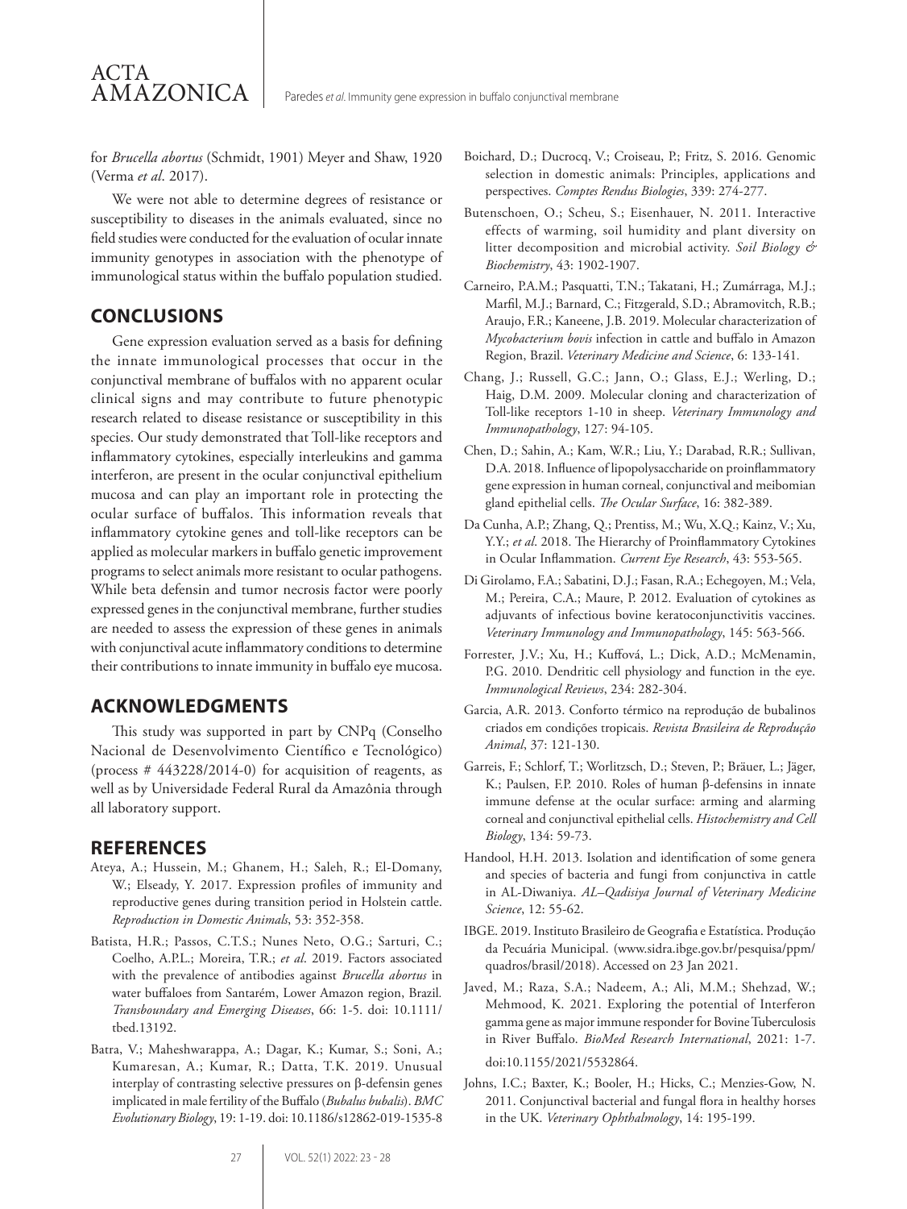for *Brucella abortus* (Schmidt, 1901) Meyer and Shaw, 1920 (Verma *et al*. 2017).

We were not able to determine degrees of resistance or susceptibility to diseases in the animals evaluated, since no field studies were conducted for the evaluation of ocular innate immunity genotypes in association with the phenotype of immunological status within the buffalo population studied.

## CONCLUSIONS

Gene expression evaluation served as a basis for defining the innate immunological processes that occur in the conjunctival membrane of buffalos with no apparent ocular clinical signs and may contribute to future phenotypic research related to disease resistance or susceptibility in this species. Our study demonstrated that Toll-like receptors and inflammatory cytokines, especially interleukins and gamma interferon, are present in the ocular conjunctival epithelium mucosa and can play an important role in protecting the ocular surface of buffalos. This information reveals that inflammatory cytokine genes and toll-like receptors can be applied as molecular markers in buffalo genetic improvement programs to select animals more resistant to ocular pathogens. While beta defensin and tumor necrosis factor were poorly expressed genes in the conjunctival membrane, further studies are needed to assess the expression of these genes in animals with conjunctival acute inflammatory conditions to determine their contributions to innate immunity in buffalo eye mucosa.

## ACKNOWLEDGMENTS

This study was supported in part by CNPq (Conselho Nacional de Desenvolvimento Científico e Tecnológico) (process # 443228/2014-0) for acquisition of reagents, as well as by Universidade Federal Rural da Amazônia through all laboratory support.

## REFERENCES

Ateya, A.; Hussein, M.; Ghanem, H.; Saleh, R.; El-Domany, W.; Elseady, Y. 2017. Expression profiles of immunity and reproductive genes during transition period in Holstein cattle. *Reproduction in Domestic Animals*, 53: 352-358.

Batista, H.R.; Passos, C.T.S.; Nunes Neto, O.G.; Sarturi, C.; Coelho, A.P.L.; Moreira, T.R.; *et al*. 2019. Factors associated with the prevalence of antibodies against *Brucella abortus* in water buffaloes from Santarém, Lower Amazon region, Brazil. *Transboundary and Emerging Diseases*, 66: 1-5. doi: 10.1111/tbed.13192.

Batra, V.; Maheshwarappa, A.; Dagar, K.; Kumar, S.; Soni, A.; Kumaresan, A.; Kumar, R.; Datta, T.K. 2019. Unusual interplay of contrasting selective pressures on β-defensin genes implicated in male fertility of the Buffalo (*Bubalus bubalis*). *BMC Evolutionary Biology*, 19: 1-19. doi: 10.1186/s12862-019-1535-8

Boichard, D.; Ducrocq, V.; Croiseau, P.; Fritz, S. 2016. Genomic selection in domestic animals: Principles, applications and perspectives. *Comptes Rendus Biologies*, 339: 274-277.

Butenschoen, O.; Scheu, S.; Eisenhauer, N. 2011. Interactive effects of warming, soil humidity and plant diversity on litter decomposition and microbial activity. *Soil Biology & Biochemistry*, 43: 1902-1907.

Carneiro, P.A.M.; Pasquatti, T.N.; Takatani, H.; Zumárraga, M.J.; Marfil, M.J.; Barnard, C.; Fitzgerald, S.D.; Abramovitch, R.B.; Araujo, F.R.; Kaneene, J.B. 2019. Molecular characterization of *Mycobacterium bovis* infection in cattle and buffalo in Amazon Region, Brazil. *Veterinary Medicine and Science*, 6: 133-141.

Chang, J.; Russell, G.C.; Jann, O.; Glass, E.J.; Werling, D.; Haig, D.M. 2009. Molecular cloning and characterization of Toll-like receptors 1-10 in sheep. *Veterinary Immunology and Immunopathology*, 127: 94-105.

Chen, D.; Sahin, A.; Kam, W.R.; Liu, Y.; Darabad, R.R.; Sullivan, D.A. 2018. Influence of lipopolysaccharide on proinflammatory gene expression in human corneal, conjunctival and meibomian gland epithelial cells. *The Ocular Surface*, 16: 382-389.

Da Cunha, A.P.; Zhang, Q.; Prentiss, M.; Wu, X.Q.; Kainz, V.; Xu, Y.Y.; *et al*. 2018. The Hierarchy of Proinflammatory Cytokines in Ocular Inflammation. *Current Eye Research*, 43: 553-565.

Di Girolamo, F.A.; Sabatini, D.J.; Fasan, R.A.; Echegoyen, M.; Vela, M.; Pereira, C.A.; Maure, P. 2012. Evaluation of cytokines as adjuvants of infectious bovine keratoconjunctivitis vaccines. *Veterinary Immunology and Immunopathology*, 145: 563-566.

Forrester, J.V.; Xu, H.; Kuffová, L.; Dick, A.D.; McMenamin, P.G. 2010. Dendritic cell physiology and function in the eye. *Immunological Reviews*, 234: 282-304.

Garcia, A.R. 2013. Conforto térmico na reprodução de bubalinos criados em condições tropicais. *Revista Brasileira de Reprodução Animal*, 37: 121-130.

Garreis, F.; Schlorf, T.; Worlitzsch, D.; Steven, P.; Bräuer, L.; Jäger, K.; Paulsen, F.P. 2010. Roles of human β-defensins in innate immune defense at the ocular surface: arming and alarming corneal and conjunctival epithelial cells. *Histochemistry and Cell Biology*, 134: 59-73.

Handool, H.H. 2013. Isolation and identification of some genera and species of bacteria and fungi from conjunctiva in cattle in AL-Diwaniya. *AL–Qadisiya Journal of Veterinary Medicine Science*, 12: 55-62.

IBGE. 2019. Instituto Brasileiro de Geografia e Estatística. Produção da Pecuária Municipal. (www.sidra.ibge.gov.br/pesquisa/ppm/quadros/brasil/2018). Accessed on 23 Jan 2021.

Javed, M.; Raza, S.A.; Nadeem, A.; Ali, M.M.; Shehzad, W.; Mehmood, K. 2021. Exploring the potential of Interferon gamma gene as major immune responder for Bovine Tuberculosis in River Buffalo. *BioMed Research International*, 2021: 1-7. doi:10.1155/2021/5532864.

Johns, I.C.; Baxter, K.; Booler, H.; Hicks, C.; Menzies-Gow, N. 2011. Conjunctival bacterial and fungal flora in healthy horses in the UK. *Veterinary Ophthalmology*, 14: 195-199.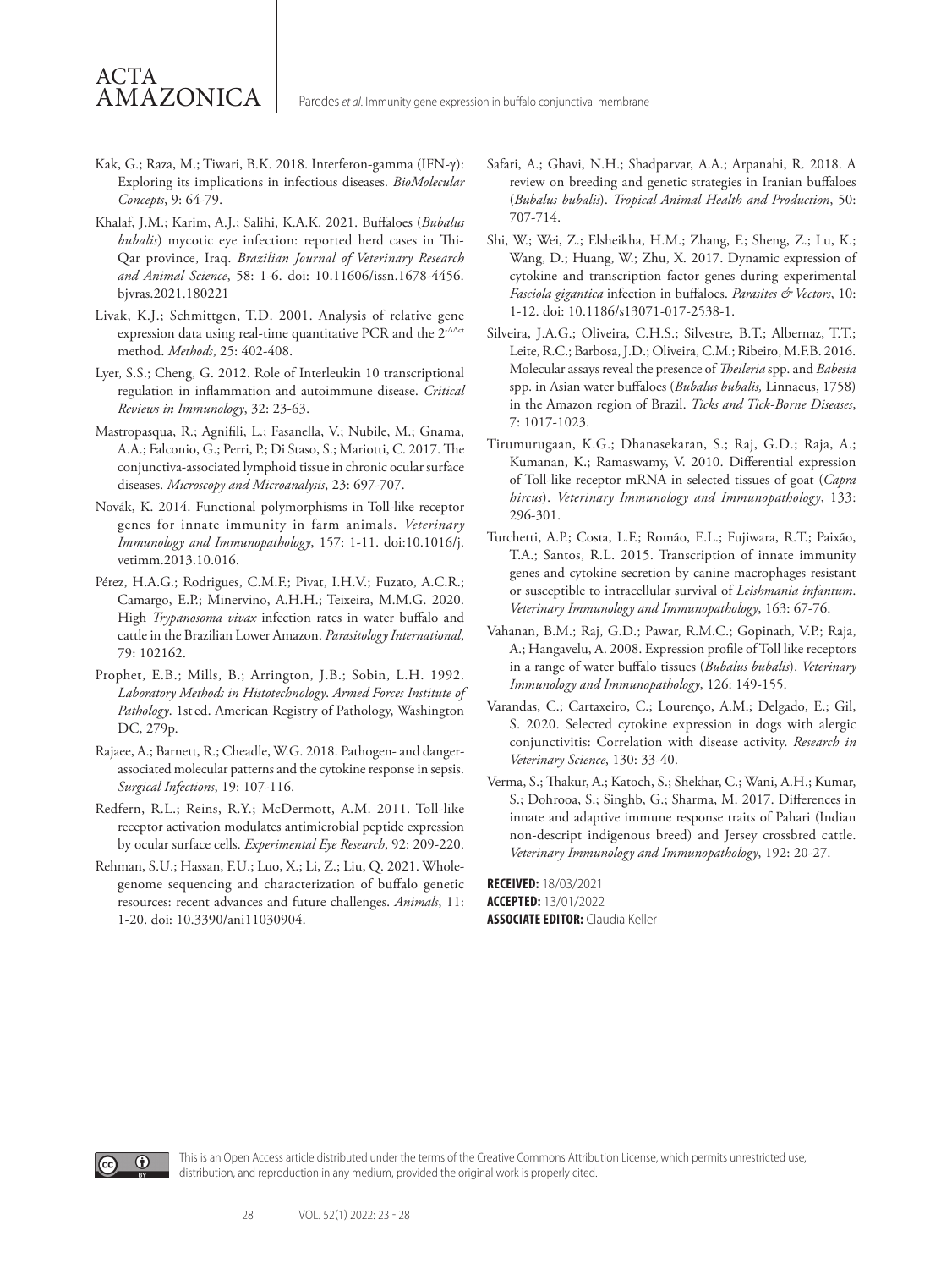Kak, G.; Raza, M.; Tiwari, B.K. 2018. Interferon-gamma (IFN-γ): Exploring its implications in infectious diseases. *BioMolecular Concepts*, 9: 64-79.

Khalaf, J.M.; Karim, A.J.; Salihi, K.A.K. 2021. Buffaloes (*Bubalus bubalis*) mycotic eye infection: reported herd cases in Thi-Qar province, Iraq. *Brazilian Journal of Veterinary Research and Animal Science*, 58: 1-6. doi: 10.11606/issn.1678-4456.bjvras.2021.180221

Livak, K.J.; Schmittgen, T.D. 2001. Analysis of relative gene expression data using real-time quantitative PCR and the $2^{-\Delta\Delta ct}$ method. *Methods*, 25: 402-408.

Lyer, S.S.; Cheng, G. 2012. Role of Interleukin 10 transcriptional regulation in inflammation and autoimmune disease. *Critical Reviews in Immunology*, 32: 23-63.

Mastropasqua, R.; Agnifili, L.; Fasanella, V.; Nubile, M.; Gnama, A.A.; Falconio, G.; Perri, P.; Di Staso, S.; Mariotti, C. 2017. The conjunctiva-associated lymphoid tissue in chronic ocular surface diseases. *Microscopy and Microanalysis*, 23: 697-707.

Novák, K. 2014. Functional polymorphisms in Toll-like receptor genes for innate immunity in farm animals. *Veterinary Immunology and Immunopathology*, 157: 1-11. doi:10.1016/j.vetimm.2013.10.016.

Pérez, H.A.G.; Rodrigues, C.M.F.; Pivat, I.H.V.; Fuzato, A.C.R.; Camargo, E.P.; Minervino, A.H.H.; Teixeira, M.M.G. 2020. High *Trypanosoma vivax* infection rates in water buffalo and cattle in the Brazilian Lower Amazon. *Parasitology International*, 79: 102162.

Prophet, E.B.; Mills, B.; Arrington, J.B.; Sobin, L.H. 1992. *Laboratory Methods in Histotechnology*. *Armed Forces Institute of Pathology*. 1st ed. American Registry of Pathology, Washington DC, 279p.

Rajaee, A.; Barnett, R.; Cheadle, W.G. 2018. Pathogen- and danger-associated molecular patterns and the cytokine response in sepsis. *Surgical Infections*, 19: 107-116.

Redfern, R.L.; Reins, R.Y.; McDermott, A.M. 2011. Toll-like receptor activation modulates antimicrobial peptide expression by ocular surface cells. *Experimental Eye Research*, 92: 209-220.

Rehman, S.U.; Hassan, F.U.; Luo, X.; Li, Z.; Liu, Q. 2021. Whole-genome sequencing and characterization of buffalo genetic resources: recent advances and future challenges. *Animals*, 11: 1-20. doi: 10.3390/ani11030904.

Safari, A.; Ghavi, N.H.; Shadparvar, A.A.; Arpanahi, R. 2018. A review on breeding and genetic strategies in Iranian buffaloes (*Bubalus bubalis*). *Tropical Animal Health and Production*, 50: 707-714.

Shi, W.; Wei, Z.; Elsheikha, H.M.; Zhang, F.; Sheng, Z.; Lu, K.; Wang, D.; Huang, W.; Zhu, X. 2017. Dynamic expression of cytokine and transcription factor genes during experimental *Fasciola gigantica* infection in buffaloes. *Parasites & Vectors*, 10: 1-12. doi: 10.1186/s13071-017-2538-1.

Silveira, J.A.G.; Oliveira, C.H.S.; Silvestre, B.T.; Albernaz, T.T.; Leite, R.C.; Barbosa, J.D.; Oliveira, C.M.; Ribeiro, M.F.B. 2016. Molecular assays reveal the presence of *Theileria* spp. and *Babesia* spp. in Asian water buffaloes (*Bubalus bubalis,* Linnaeus, 1758) in the Amazon region of Brazil. *Ticks and Tick-Borne Diseases*, 7: 1017-1023.

Tirumurugaan, K.G.; Dhanasekaran, S.; Raj, G.D.; Raja, A.; Kumanan, K.; Ramaswamy, V. 2010. Differential expression of Toll-like receptor mRNA in selected tissues of goat (*Capra hircus*). *Veterinary Immunology and Immunopathology*, 133: 296-301.

Turchetti, A.P.; Costa, L.F.; Romão, E.L.; Fujiwara, R.T.; Paixão, T.A.; Santos, R.L. 2015. Transcription of innate immunity genes and cytokine secretion by canine macrophages resistant or susceptible to intracellular survival of *Leishmania infantum*. *Veterinary Immunology and Immunopathology*, 163: 67-76.

Vahanan, B.M.; Raj, G.D.; Pawar, R.M.C.; Gopinath, V.P.; Raja, A.; Hangavelu, A. 2008. Expression profile of Toll like receptors in a range of water buffalo tissues (*Bubalus bubalis*). *Veterinary Immunology and Immunopathology*, 126: 149-155.

Varandas, C.; Cartaxeiro, C.; Lourenço, A.M.; Delgado, E.; Gil, S. 2020. Selected cytokine expression in dogs with alergic conjunctivitis: Correlation with disease activity. *Research in Veterinary Science*, 130: 33-40.

Verma, S.; Thakur, A.; Katoch, S.; Shekhar, C.; Wani, A.H.; Kumar, S.; Dohrooa, S.; Singhb, G.; Sharma, M. 2017. Differences in innate and adaptive immune response traits of Pahari (Indian non-descript indigenous breed) and Jersey crossbred cattle. *Veterinary Immunology and Immunopathology*, 192: 20-27.

**RECEIVED:** 18/03/2021
**ACCEPTED:** 13/01/2022
**ASSOCIATE EDITOR:** Claudia Keller

This is an Open Access article distributed under the terms of the Creative Commons Attribution License, which permits unrestricted use, distribution, and reproduction in any medium, provided the original work is properly cited.